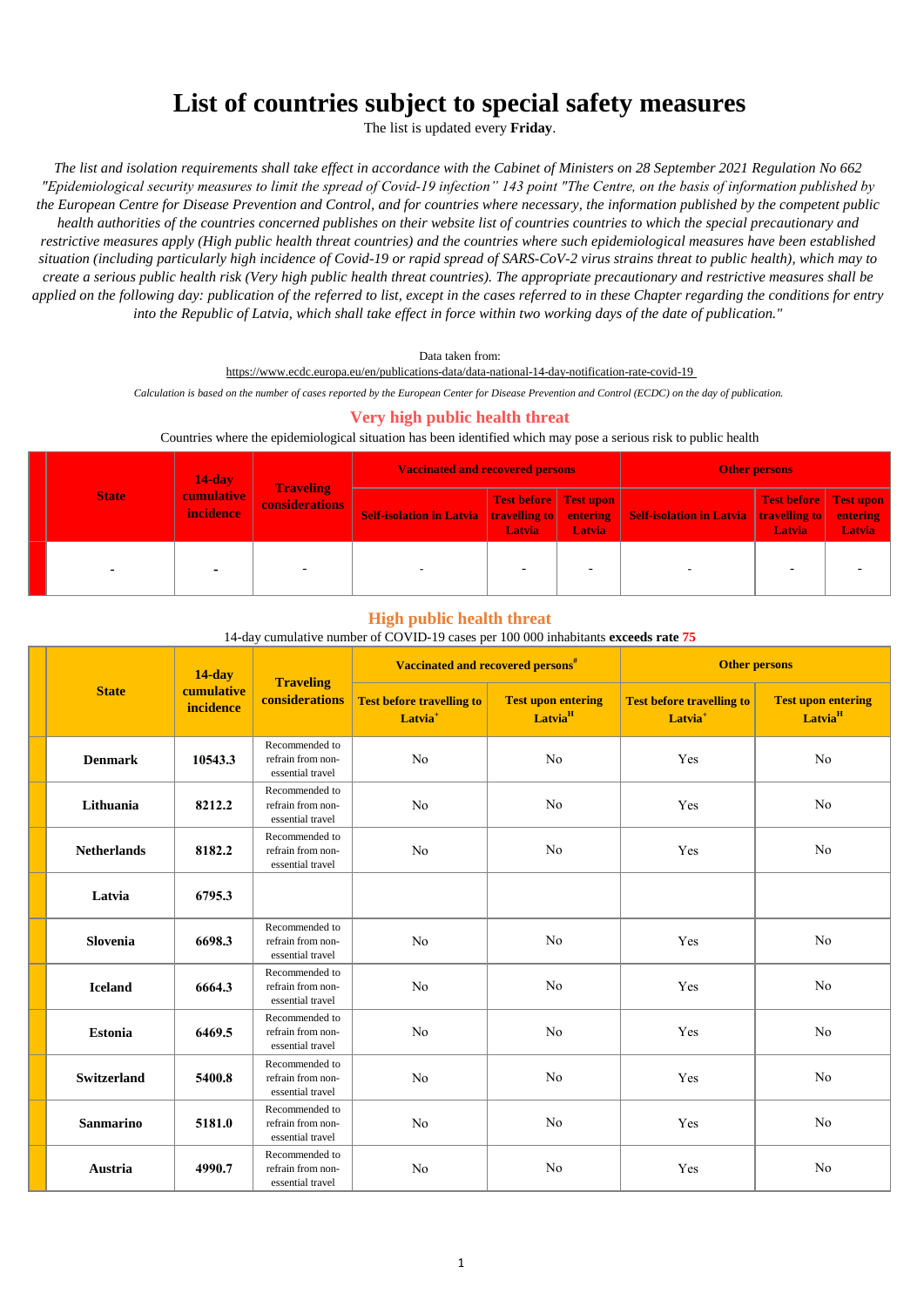# List of countries subject to special safety measures

The list is updated every **Friday**.

*The list and isolation requirements shall take effect in accordance with the Cabinet of Ministers on 28 September 2021 Regulation No 662 "Epidemiological security measures to limit the spread of Covid-19 infection" 143 point "The Centre, on the basis of information published by the European Centre for Disease Prevention and Control, and for countries where necessary, the information published by the competent public health authorities of the countries concerned publishes on their website list of countries countries to which the special precautionary and restrictive measures apply (High public health threat countries) and the countries where such epidemiological measures have been established situation (including particularly high incidence of Covid-19 or rapid spread of SARS-CoV-2 virus strains threat to public health), which may to create a serious public health risk (Very high public health threat countries). The appropriate precautionary and restrictive measures shall be applied on the following day: publication of the referred to list, except in the cases referred to in these Chapter regarding the conditions for entry into the Republic of Latvia, which shall take effect in force within two working days of the date of publication."*

Data taken from:

https://www.ecdc.europa.eu/en/publications-data/data-national-14-day-notification-rate-covid-19

*Calculation is based on the number of cases reported by the European Center for Disease Prevention and Control (ECDC) on the day of publication.*

## Very high public health threat

Countries where the epidemiological situation has been identified which may pose a serious risk to public health

| State | 14-day cumulative incidence | Traveling considerations | Vaccinated and recovered persons | | | Other persons | | |
|---|---|---|---|---|---|---|---|---|
| | | | Self-isolation in Latvia | Test before travelling to Latvia | Test upon entering Latvia | Self-isolation in Latvia | Test before travelling to Latvia | Test upon entering Latvia |
| - | - | - | - | - | - | - | - | - |

## High public health threat

14-day cumulative number of COVID-19 cases per 100 000 inhabitants **exceeds rate 75**

| State | 14-day cumulative incidence | Traveling considerations | Vaccinated and recovered persons[#] | | Other persons | |
|---|---|---|---|---|---|---|
| | | | Test before travelling to Latvia[+] | Test upon entering Latvia[H] | Test before travelling to Latvia[+] | Test upon entering Latvia[H] |
| **Denmark** | **10543.3** | Recommended to refrain from non-essential travel | No | No | Yes | No |
| **Lithuania** | **8212.2** | Recommended to refrain from non-essential travel | No | No | Yes | No |
| **Netherlands** | **8182.2** | Recommended to refrain from non-essential travel | No | No | Yes | No |
| **Latvia** | **6795.3** | | | | | |
| **Slovenia** | **6698.3** | Recommended to refrain from non-essential travel | No | No | Yes | No |
| **Iceland** | **6664.3** | Recommended to refrain from non-essential travel | No | No | Yes | No |
| **Estonia** | **6469.5** | Recommended to refrain from non-essential travel | No | No | Yes | No |
| **Switzerland** | **5400.8** | Recommended to refrain from non-essential travel | No | No | Yes | No |
| **Sanmarino** | **5181.0** | Recommended to refrain from non-essential travel | No | No | Yes | No |
| **Austria** | **4990.7** | Recommended to refrain from non-essential travel | No | No | Yes | No |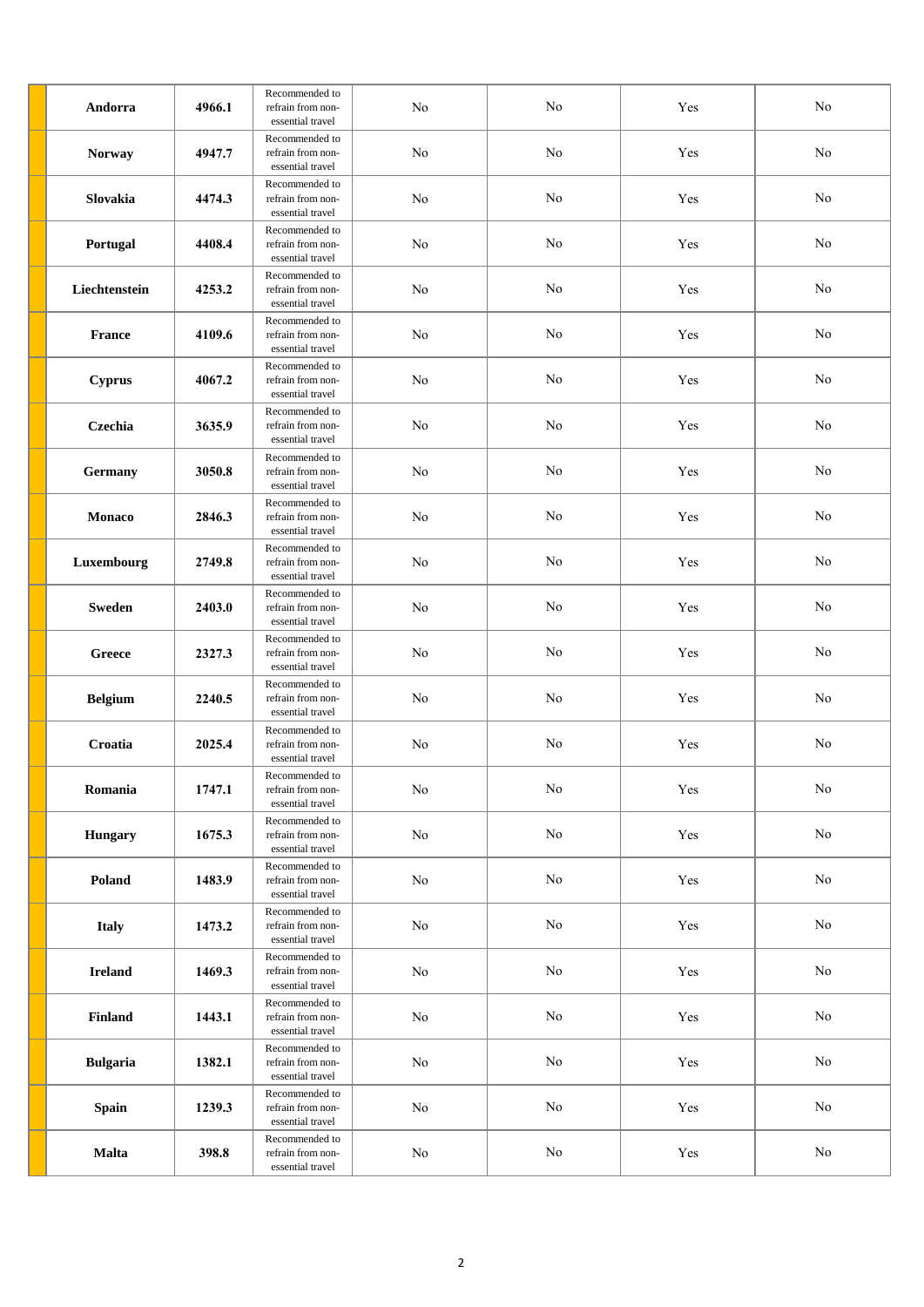| | | | | | | |
|---|---|---|---|---|---|---|
| | **Andorra** | **4966.1** | Recommended to refrain from non-essential travel | No | No | Yes | No |
| | **Norway** | **4947.7** | Recommended to refrain from non-essential travel | No | No | Yes | No |
| | **Slovakia** | **4474.3** | Recommended to refrain from non-essential travel | No | No | Yes | No |
| | **Portugal** | **4408.4** | Recommended to refrain from non-essential travel | No | No | Yes | No |
| | **Liechtenstein** | **4253.2** | Recommended to refrain from non-essential travel | No | No | Yes | No |
| | **France** | **4109.6** | Recommended to refrain from non-essential travel | No | No | Yes | No |
| | **Cyprus** | **4067.2** | Recommended to refrain from non-essential travel | No | No | Yes | No |
| | **Czechia** | **3635.9** | Recommended to refrain from non-essential travel | No | No | Yes | No |
| | **Germany** | **3050.8** | Recommended to refrain from non-essential travel | No | No | Yes | No |
| | **Monaco** | **2846.3** | Recommended to refrain from non-essential travel | No | No | Yes | No |
| | **Luxembourg** | **2749.8** | Recommended to refrain from non-essential travel | No | No | Yes | No |
| | **Sweden** | **2403.0** | Recommended to refrain from non-essential travel | No | No | Yes | No |
| | **Greece** | **2327.3** | Recommended to refrain from non-essential travel | No | No | Yes | No |
| | **Belgium** | **2240.5** | Recommended to refrain from non-essential travel | No | No | Yes | No |
| | **Croatia** | **2025.4** | Recommended to refrain from non-essential travel | No | No | Yes | No |
| | **Romania** | **1747.1** | Recommended to refrain from non-essential travel | No | No | Yes | No |
| | **Hungary** | **1675.3** | Recommended to refrain from non-essential travel | No | No | Yes | No |
| | **Poland** | **1483.9** | Recommended to refrain from non-essential travel | No | No | Yes | No |
| | **Italy** | **1473.2** | Recommended to refrain from non-essential travel | No | No | Yes | No |
| | **Ireland** | **1469.3** | Recommended to refrain from non-essential travel | No | No | Yes | No |
| | **Finland** | **1443.1** | Recommended to refrain from non-essential travel | No | No | Yes | No |
| | **Bulgaria** | **1382.1** | Recommended to refrain from non-essential travel | No | No | Yes | No |
| | **Spain** | **1239.3** | Recommended to refrain from non-essential travel | No | No | Yes | No |
| | **Malta** | **398.8** | Recommended to refrain from non-essential travel | No | No | Yes | No |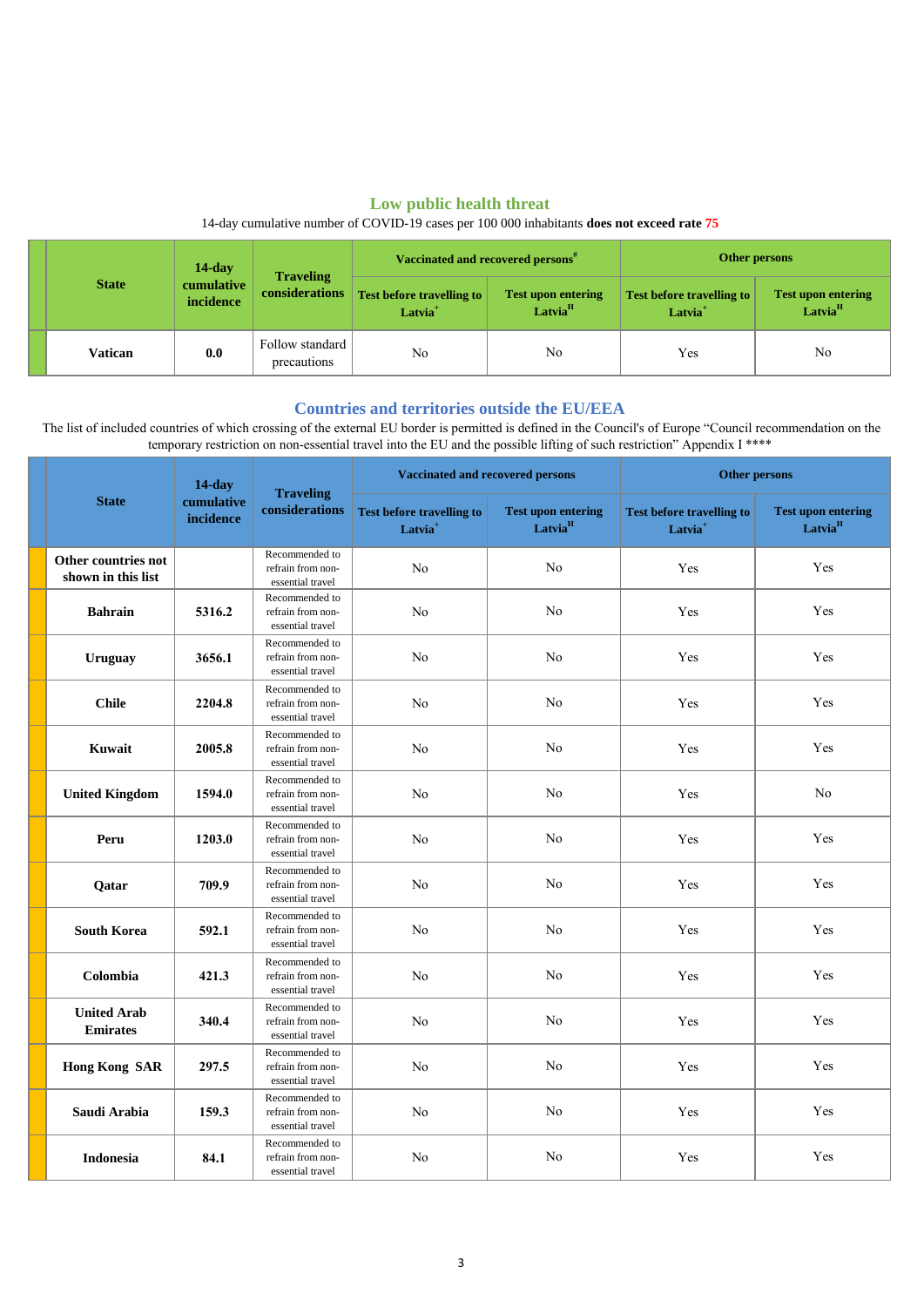## Low public health threat

14-day cumulative number of COVID-19 cases per 100 000 inhabitants **does not exceed rate 75**

| | State | 14-day cumulative incidence | Traveling considerations | Vaccinated and recovered persons[#] | | Other persons | |
|---|---|---|---|---|---|---|---|
| | | | | Test before travelling to Latvia[+] | Test upon entering Latvia[H] | Test before travelling to Latvia[+] | Test upon entering Latvia[H] |
| | **Vatican** | **0.0** | Follow standard precautions | No | No | Yes | No |

## Countries and territories outside the EU/EEA

The list of included countries of which crossing of the external EU border is permitted is defined in the Council's of Europe "Council recommendation on the temporary restriction on non-essential travel into the EU and the possible lifting of such restriction" Appendix I ****

| | State | 14-day cumulative incidence | Traveling considerations | Vaccinated and recovered persons | | Other persons | |
|---|---|---|---|---|---|---|---|
| | | | | Test before travelling to Latvia[+] | Test upon entering Latvia[H] | Test before travelling to Latvia[+] | Test upon entering Latvia[H] |
| | **Other countries not shown in this list** | | Recommended to refrain from non-essential travel | No | No | Yes | Yes |
| | **Bahrain** | **5316.2** | Recommended to refrain from non-essential travel | No | No | Yes | Yes |
| | **Uruguay** | **3656.1** | Recommended to refrain from non-essential travel | No | No | Yes | Yes |
| | **Chile** | **2204.8** | Recommended to refrain from non-essential travel | No | No | Yes | Yes |
| | **Kuwait** | **2005.8** | Recommended to refrain from non-essential travel | No | No | Yes | Yes |
| | **United Kingdom** | **1594.0** | Recommended to refrain from non-essential travel | No | No | Yes | No |
| | **Peru** | **1203.0** | Recommended to refrain from non-essential travel | No | No | Yes | Yes |
| | **Qatar** | **709.9** | Recommended to refrain from non-essential travel | No | No | Yes | Yes |
| | **South Korea** | **592.1** | Recommended to refrain from non-essential travel | No | No | Yes | Yes |
| | **Colombia** | **421.3** | Recommended to refrain from non-essential travel | No | No | Yes | Yes |
| | **United Arab Emirates** | **340.4** | Recommended to refrain from non-essential travel | No | No | Yes | Yes |
| | **Hong Kong SAR** | **297.5** | Recommended to refrain from non-essential travel | No | No | Yes | Yes |
| | **Saudi Arabia** | **159.3** | Recommended to refrain from non-essential travel | No | No | Yes | Yes |
| | **Indonesia** | **84.1** | Recommended to refrain from non-essential travel | No | No | Yes | Yes |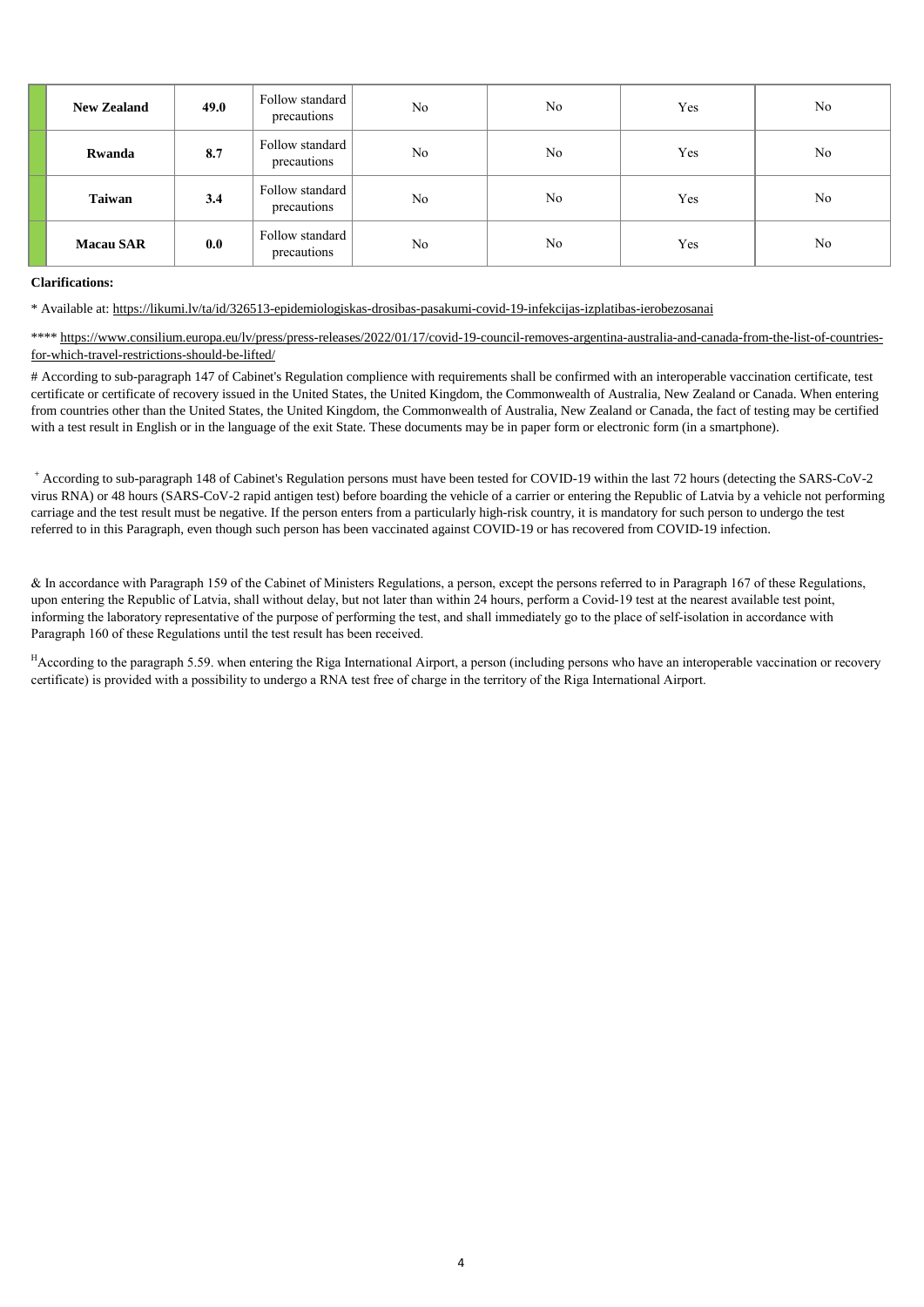| | | | | | | | |
|---|---|---|---|---|---|---|---|
| | **New Zealand** | **49.0** | Follow standard precautions | No | No | Yes | No |
| | **Rwanda** | **8.7** | Follow standard precautions | No | No | Yes | No |
| | **Taiwan** | **3.4** | Follow standard precautions | No | No | Yes | No |
| | **Macau SAR** | **0.0** | Follow standard precautions | No | No | Yes | No |

**Clarifications:**

* Available at: https://likumi.lv/ta/id/326513-epidemiologiskas-drosibas-pasakumi-covid-19-infekcijas-izplatibas-ierobezosanai

**** https://www.consilium.europa.eu/lv/press/press-releases/2022/01/17/covid-19-council-removes-argentina-australia-and-canada-from-the-list-of-countries-for-which-travel-restrictions-should-be-lifted/

# According to sub-paragraph 147 of Cabinet's Regulation complience with requirements shall be confirmed with an interoperable vaccination certificate, test certificate or certificate of recovery issued in the United States, the United Kingdom, the Commonwealth of Australia, New Zealand or Canada. When entering from countries other than the United States, the United Kingdom, the Commonwealth of Australia, New Zealand or Canada, the fact of testing may be certified with a test result in English or in the language of the exit State. These documents may be in paper form or electronic form (in a smartphone).

[+] According to sub-paragraph 148 of Cabinet's Regulation persons must have been tested for COVID-19 within the last 72 hours (detecting the SARS-CoV-2 virus RNA) or 48 hours (SARS-CoV-2 rapid antigen test) before boarding the vehicle of a carrier or entering the Republic of Latvia by a vehicle not performing carriage and the test result must be negative. If the person enters from a particularly high-risk country, it is mandatory for such person to undergo the test referred to in this Paragraph, even though such person has been vaccinated against COVID-19 or has recovered from COVID-19 infection.

& In accordance with Paragraph 159 of the Cabinet of Ministers Regulations, a person, except the persons referred to in Paragraph 167 of these Regulations, upon entering the Republic of Latvia, shall without delay, but not later than within 24 hours, perform a Covid-19 test at the nearest available test point, informing the laboratory representative of the purpose of performing the test, and shall immediately go to the place of self-isolation in accordance with Paragraph 160 of these Regulations until the test result has been received.

[H]According to the paragraph 5.59. when entering the Riga International Airport, a person (including persons who have an interoperable vaccination or recovery certificate) is provided with a possibility to undergo a RNA test free of charge in the territory of the Riga International Airport.